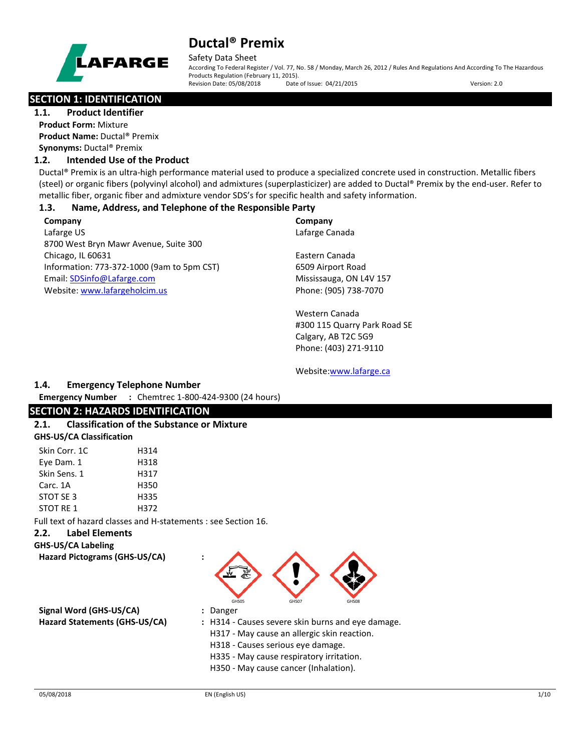# Ductal® Premix

Safety Data Sheet

According To Federal Register / Vol. 77, No. 58 / Monday, March 26, 2012 / Rules And Regulations And According To The Hazardous Products Regulation (February 11, 2015).

Revision Date: 05/08/2018 Date of Issue: 04/21/2015 Version: 2.0

## SECTION 1: IDENTIFICATION

### 1.1. Product Identifier

**Product Form:** Mixture

**Product Name:** Ductal® Premix

**Synonyms:** Ductal® Premix

### 1.2. Intended Use of the Product

Ductal® Premix is an ultra-high performance material used to produce a specialized concrete used in construction. Metallic fibers (steel) or organic fibers (polyvinyl alcohol) and admixtures (superplasticizer) are added to Ductal® Premix by the end-user. Refer to metallic fiber, organic fiber and admixture vendor SDS's for specific health and safety information.

### 1.3. Name, Address, and Telephone of the Responsible Party

**Company**

Lafarge US
8700 West Bryn Mawr Avenue, Suite 300
Chicago, IL 60631
Information: 773-372-1000 (9am to 5pm CST)
Email: SDSinfo@Lafarge.com
Website: www.lafargeholcim.us

**Company**

Lafarge Canada

Eastern Canada
6509 Airport Road
Mississauga, ON L4V 157
Phone: (905) 738-7070

Western Canada
#300 115 Quarry Park Road SE
Calgary, AB T2C 5G9
Phone: (403) 271-9110

Website: www.lafarge.ca

### 1.4. Emergency Telephone Number

**Emergency Number** : Chemtrec 1-800-424-9300 (24 hours)

## SECTION 2: HAZARDS IDENTIFICATION

### 2.1. Classification of the Substance or Mixture

**GHS-US/CA Classification**

| | |
|---|---|
| Skin Corr. 1C | H314 |
| Eye Dam. 1 | H318 |
| Skin Sens. 1 | H317 |
| Carc. 1A | H350 |
| STOT SE 3 | H335 |
| STOT RE 1 | H372 |

Full text of hazard classes and H-statements : see Section 16.

### 2.2. Label Elements

**GHS-US/CA Labeling**

**Hazard Pictograms (GHS-US/CA)** : GHS05 GHS07 GHS08

**Signal Word (GHS-US/CA)** : Danger

**Hazard Statements (GHS-US/CA)** : H314 - Causes severe skin burns and eye damage.
H317 - May cause an allergic skin reaction.
H318 - Causes serious eye damage.
H335 - May cause respiratory irritation.
H350 - May cause cancer (Inhalation).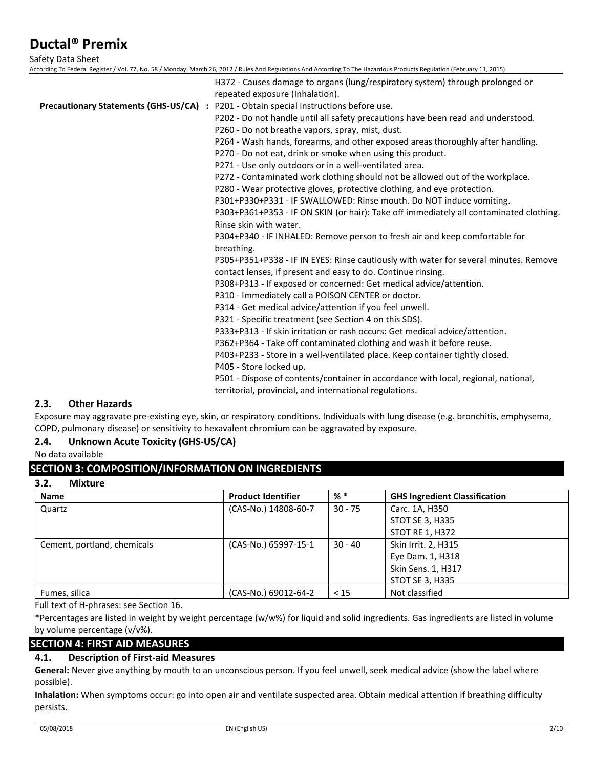H372 - Causes damage to organs (lung/respiratory system) through prolonged or repeated exposure (Inhalation).

**Precautionary Statements (GHS-US/CA)** :
P201 - Obtain special instructions before use.
P202 - Do not handle until all safety precautions have been read and understood.
P260 - Do not breathe vapors, spray, mist, dust.
P264 - Wash hands, forearms, and other exposed areas thoroughly after handling.
P270 - Do not eat, drink or smoke when using this product.
P271 - Use only outdoors or in a well-ventilated area.
P272 - Contaminated work clothing should not be allowed out of the workplace.
P280 - Wear protective gloves, protective clothing, and eye protection.
P301+P330+P331 - IF SWALLOWED: Rinse mouth. Do NOT induce vomiting.
P303+P361+P353 - IF ON SKIN (or hair): Take off immediately all contaminated clothing. Rinse skin with water.
P304+P340 - IF INHALED: Remove person to fresh air and keep comfortable for breathing.
P305+P351+P338 - IF IN EYES: Rinse cautiously with water for several minutes. Remove contact lenses, if present and easy to do. Continue rinsing.
P308+P313 - If exposed or concerned: Get medical advice/attention.
P310 - Immediately call a POISON CENTER or doctor.
P314 - Get medical advice/attention if you feel unwell.
P321 - Specific treatment (see Section 4 on this SDS).
P333+P313 - If skin irritation or rash occurs: Get medical advice/attention.
P362+P364 - Take off contaminated clothing and wash it before reuse.
P403+P233 - Store in a well-ventilated place. Keep container tightly closed.
P405 - Store locked up.
P501 - Dispose of contents/container in accordance with local, regional, national, territorial, provincial, and international regulations.

### 2.3. Other Hazards

Exposure may aggravate pre-existing eye, skin, or respiratory conditions. Individuals with lung disease (e.g. bronchitis, emphysema, COPD, pulmonary disease) or sensitivity to hexavalent chromium can be aggravated by exposure.

### 2.4. Unknown Acute Toxicity (GHS-US/CA)

No data available

## SECTION 3: COMPOSITION/INFORMATION ON INGREDIENTS

### 3.2. Mixture

| Name | Product Identifier | % * | GHS Ingredient Classification |
|---|---|---|---|
| Quartz | (CAS-No.) 14808-60-7 | 30 - 75 | Carc. 1A, H350<br>STOT SE 3, H335<br>STOT RE 1, H372 |
| Cement, portland, chemicals | (CAS-No.) 65997-15-1 | 30 - 40 | Skin Irrit. 2, H315<br>Eye Dam. 1, H318<br>Skin Sens. 1, H317<br>STOT SE 3, H335 |
| Fumes, silica | (CAS-No.) 69012-64-2 | < 15 | Not classified |

Full text of H-phrases: see Section 16.

*Percentages are listed in weight by weight percentage (w/w%) for liquid and solid ingredients. Gas ingredients are listed in volume by volume percentage (v/v%).

## SECTION 4: FIRST AID MEASURES

### 4.1. Description of First-aid Measures

**General:** Never give anything by mouth to an unconscious person. If you feel unwell, seek medical advice (show the label where possible).

**Inhalation:** When symptoms occur: go into open air and ventilate suspected area. Obtain medical attention if breathing difficulty persists.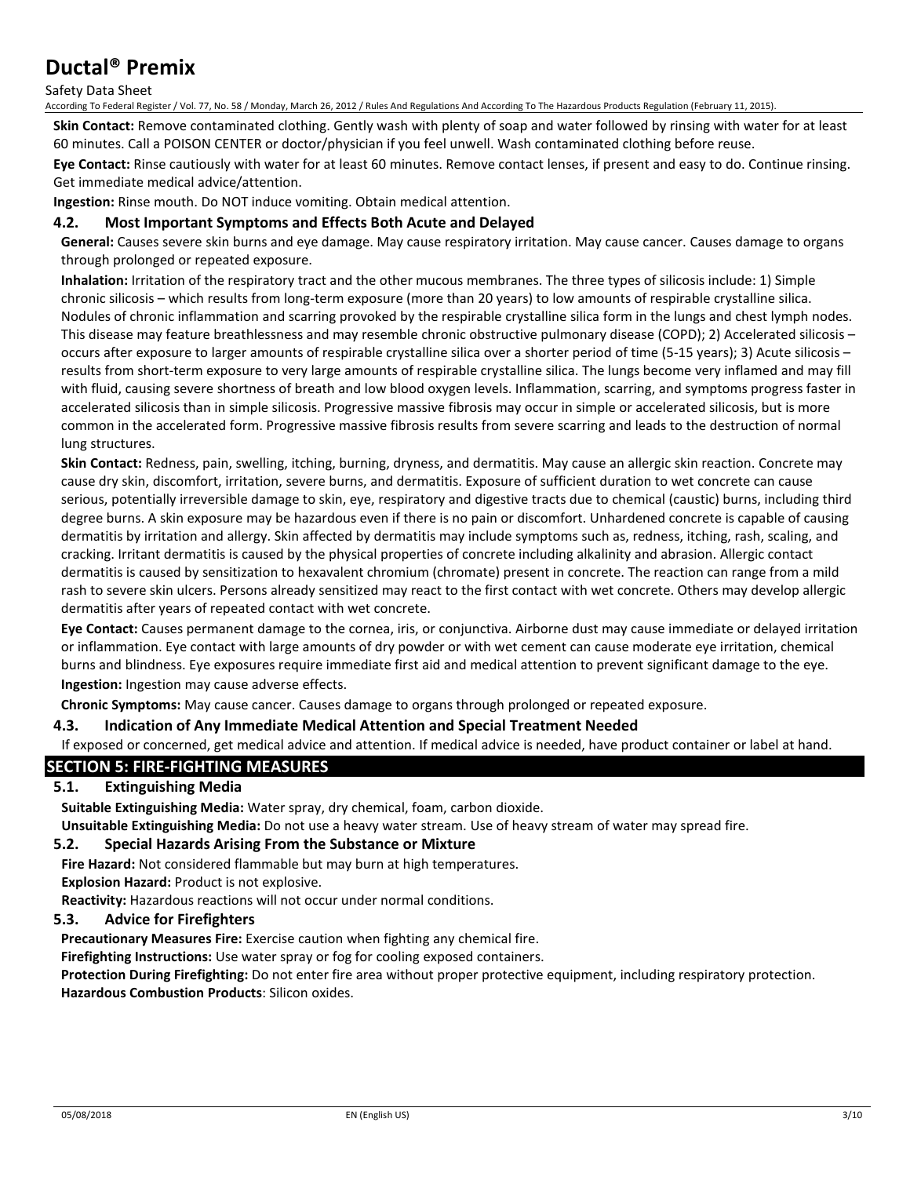**Skin Contact:** Remove contaminated clothing. Gently wash with plenty of soap and water followed by rinsing with water for at least 60 minutes. Call a POISON CENTER or doctor/physician if you feel unwell. Wash contaminated clothing before reuse.

**Eye Contact:** Rinse cautiously with water for at least 60 minutes. Remove contact lenses, if present and easy to do. Continue rinsing. Get immediate medical advice/attention.

**Ingestion:** Rinse mouth. Do NOT induce vomiting. Obtain medical attention.

### 4.2. Most Important Symptoms and Effects Both Acute and Delayed

**General:** Causes severe skin burns and eye damage. May cause respiratory irritation. May cause cancer. Causes damage to organs through prolonged or repeated exposure.

**Inhalation:** Irritation of the respiratory tract and the other mucous membranes. The three types of silicosis include: 1) Simple chronic silicosis – which results from long-term exposure (more than 20 years) to low amounts of respirable crystalline silica. Nodules of chronic inflammation and scarring provoked by the respirable crystalline silica form in the lungs and chest lymph nodes. This disease may feature breathlessness and may resemble chronic obstructive pulmonary disease (COPD); 2) Accelerated silicosis – occurs after exposure to larger amounts of respirable crystalline silica over a shorter period of time (5-15 years); 3) Acute silicosis – results from short-term exposure to very large amounts of respirable crystalline silica. The lungs become very inflamed and may fill with fluid, causing severe shortness of breath and low blood oxygen levels. Inflammation, scarring, and symptoms progress faster in accelerated silicosis than in simple silicosis. Progressive massive fibrosis may occur in simple or accelerated silicosis, but is more common in the accelerated form. Progressive massive fibrosis results from severe scarring and leads to the destruction of normal lung structures.

**Skin Contact:** Redness, pain, swelling, itching, burning, dryness, and dermatitis. May cause an allergic skin reaction. Concrete may cause dry skin, discomfort, irritation, severe burns, and dermatitis. Exposure of sufficient duration to wet concrete can cause serious, potentially irreversible damage to skin, eye, respiratory and digestive tracts due to chemical (caustic) burns, including third degree burns. A skin exposure may be hazardous even if there is no pain or discomfort. Unhardened concrete is capable of causing dermatitis by irritation and allergy. Skin affected by dermatitis may include symptoms such as, redness, itching, rash, scaling, and cracking. Irritant dermatitis is caused by the physical properties of concrete including alkalinity and abrasion. Allergic contact dermatitis is caused by sensitization to hexavalent chromium (chromate) present in concrete. The reaction can range from a mild rash to severe skin ulcers. Persons already sensitized may react to the first contact with wet concrete. Others may develop allergic dermatitis after years of repeated contact with wet concrete.

**Eye Contact:** Causes permanent damage to the cornea, iris, or conjunctiva. Airborne dust may cause immediate or delayed irritation or inflammation. Eye contact with large amounts of dry powder or with wet cement can cause moderate eye irritation, chemical burns and blindness. Eye exposures require immediate first aid and medical attention to prevent significant damage to the eye.

**Ingestion:** Ingestion may cause adverse effects.

**Chronic Symptoms:** May cause cancer. Causes damage to organs through prolonged or repeated exposure.

### 4.3. Indication of Any Immediate Medical Attention and Special Treatment Needed

If exposed or concerned, get medical advice and attention. If medical advice is needed, have product container or label at hand.

## SECTION 5: FIRE-FIGHTING MEASURES

### 5.1. Extinguishing Media

**Suitable Extinguishing Media:** Water spray, dry chemical, foam, carbon dioxide.

**Unsuitable Extinguishing Media:** Do not use a heavy water stream. Use of heavy stream of water may spread fire.

### 5.2. Special Hazards Arising From the Substance or Mixture

**Fire Hazard:** Not considered flammable but may burn at high temperatures.

**Explosion Hazard:** Product is not explosive.

**Reactivity:** Hazardous reactions will not occur under normal conditions.

### 5.3. Advice for Firefighters

**Precautionary Measures Fire:** Exercise caution when fighting any chemical fire.

**Firefighting Instructions:** Use water spray or fog for cooling exposed containers.

**Protection During Firefighting:** Do not enter fire area without proper protective equipment, including respiratory protection.

**Hazardous Combustion Products**: Silicon oxides.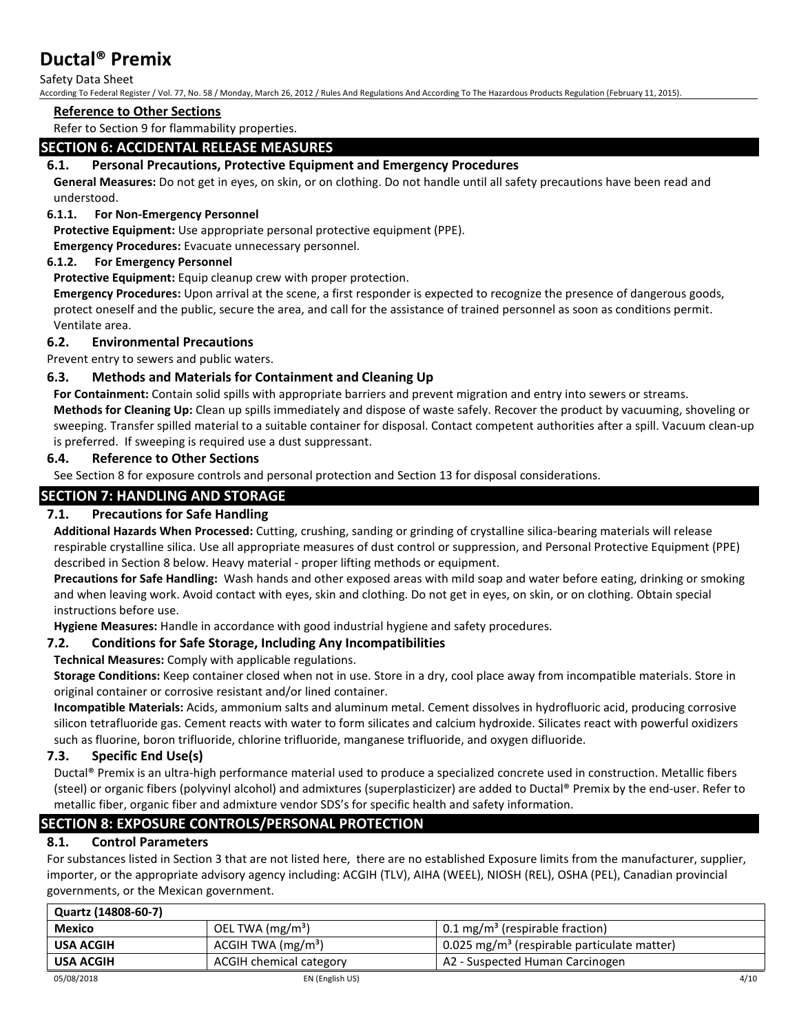**Reference to Other Sections**

Refer to Section 9 for flammability properties.

## SECTION 6: ACCIDENTAL RELEASE MEASURES

### 6.1. Personal Precautions, Protective Equipment and Emergency Procedures

**General Measures:** Do not get in eyes, on skin, or on clothing. Do not handle until all safety precautions have been read and understood.

#### 6.1.1. For Non-Emergency Personnel

**Protective Equipment:** Use appropriate personal protective equipment (PPE).

**Emergency Procedures:** Evacuate unnecessary personnel.

#### 6.1.2. For Emergency Personnel

**Protective Equipment:** Equip cleanup crew with proper protection.

**Emergency Procedures:** Upon arrival at the scene, a first responder is expected to recognize the presence of dangerous goods, protect oneself and the public, secure the area, and call for the assistance of trained personnel as soon as conditions permit. Ventilate area.

### 6.2. Environmental Precautions

Prevent entry to sewers and public waters.

### 6.3. Methods and Materials for Containment and Cleaning Up

**For Containment:** Contain solid spills with appropriate barriers and prevent migration and entry into sewers or streams.

**Methods for Cleaning Up:** Clean up spills immediately and dispose of waste safely. Recover the product by vacuuming, shoveling or sweeping. Transfer spilled material to a suitable container for disposal. Contact competent authorities after a spill. Vacuum clean-up is preferred. If sweeping is required use a dust suppressant.

### 6.4. Reference to Other Sections

See Section 8 for exposure controls and personal protection and Section 13 for disposal considerations.

## SECTION 7: HANDLING AND STORAGE

### 7.1. Precautions for Safe Handling

**Additional Hazards When Processed:** Cutting, crushing, sanding or grinding of crystalline silica-bearing materials will release respirable crystalline silica. Use all appropriate measures of dust control or suppression, and Personal Protective Equipment (PPE) described in Section 8 below. Heavy material - proper lifting methods or equipment.

**Precautions for Safe Handling:** Wash hands and other exposed areas with mild soap and water before eating, drinking or smoking and when leaving work. Avoid contact with eyes, skin and clothing. Do not get in eyes, on skin, or on clothing. Obtain special instructions before use.

**Hygiene Measures:** Handle in accordance with good industrial hygiene and safety procedures.

### 7.2. Conditions for Safe Storage, Including Any Incompatibilities

**Technical Measures:** Comply with applicable regulations.

**Storage Conditions:** Keep container closed when not in use. Store in a dry, cool place away from incompatible materials. Store in original container or corrosive resistant and/or lined container.

**Incompatible Materials:** Acids, ammonium salts and aluminum metal. Cement dissolves in hydrofluoric acid, producing corrosive silicon tetrafluoride gas. Cement reacts with water to form silicates and calcium hydroxide. Silicates react with powerful oxidizers such as fluorine, boron trifluoride, chlorine trifluoride, manganese trifluoride, and oxygen difluoride.

### 7.3. Specific End Use(s)

Ductal® Premix is an ultra-high performance material used to produce a specialized concrete used in construction. Metallic fibers (steel) or organic fibers (polyvinyl alcohol) and admixtures (superplasticizer) are added to Ductal® Premix by the end-user. Refer to metallic fiber, organic fiber and admixture vendor SDS's for specific health and safety information.

## SECTION 8: EXPOSURE CONTROLS/PERSONAL PROTECTION

### 8.1. Control Parameters

For substances listed in Section 3 that are not listed here, there are no established Exposure limits from the manufacturer, supplier, importer, or the appropriate advisory agency including: ACGIH (TLV), AIHA (WEEL), NIOSH (REL), OSHA (PEL), Canadian provincial governments, or the Mexican government.

| Quartz (14808-60-7) | | |
|---|---|---|
| **Mexico** | OEL TWA ($mg/m^3$) | 0.1 $mg/m^3$ (respirable fraction) |
| **USA ACGIH** | ACGIH TWA ($mg/m^3$) | 0.025 $mg/m^3$ (respirable particulate matter) |
| **USA ACGIH** | ACGIH chemical category | A2 - Suspected Human Carcinogen |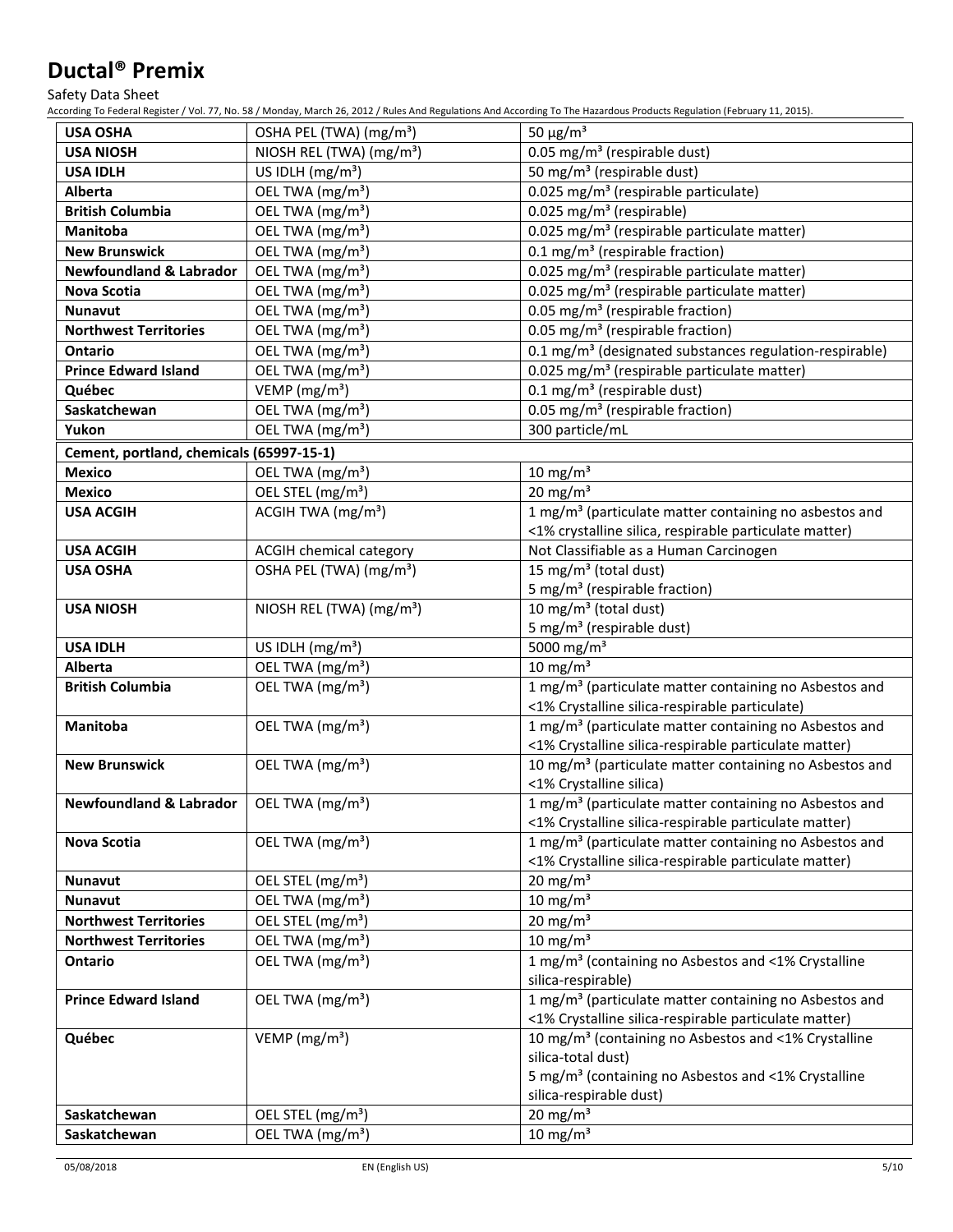| | | |
|---|---|---|
| **USA OSHA** | OSHA PEL (TWA) (mg/m³) | 50 µg/m³ |
| **USA NIOSH** | NIOSH REL (TWA) (mg/m³) | 0.05 mg/m³ (respirable dust) |
| **USA IDLH** | US IDLH (mg/m³) | 50 mg/m³ (respirable dust) |
| **Alberta** | OEL TWA (mg/m³) | 0.025 mg/m³ (respirable particulate) |
| **British Columbia** | OEL TWA (mg/m³) | 0.025 mg/m³ (respirable) |
| **Manitoba** | OEL TWA (mg/m³) | 0.025 mg/m³ (respirable particulate matter) |
| **New Brunswick** | OEL TWA (mg/m³) | 0.1 mg/m³ (respirable fraction) |
| **Newfoundland & Labrador** | OEL TWA (mg/m³) | 0.025 mg/m³ (respirable particulate matter) |
| **Nova Scotia** | OEL TWA (mg/m³) | 0.025 mg/m³ (respirable particulate matter) |
| **Nunavut** | OEL TWA (mg/m³) | 0.05 mg/m³ (respirable fraction) |
| **Northwest Territories** | OEL TWA (mg/m³) | 0.05 mg/m³ (respirable fraction) |
| **Ontario** | OEL TWA (mg/m³) | 0.1 mg/m³ (designated substances regulation-respirable) |
| **Prince Edward Island** | OEL TWA (mg/m³) | 0.025 mg/m³ (respirable particulate matter) |
| **Québec** | VEMP (mg/m³) | 0.1 mg/m³ (respirable dust) |
| **Saskatchewan** | OEL TWA (mg/m³) | 0.05 mg/m³ (respirable fraction) |
| **Yukon** | OEL TWA (mg/m³) | 300 particle/mL |
| **Cement, portland, chemicals (65997-15-1)** | | |
| **Mexico** | OEL TWA (mg/m³) | 10 mg/m³ |
| **Mexico** | OEL STEL (mg/m³) | 20 mg/m³ |
| **USA ACGIH** | ACGIH TWA (mg/m³) | 1 mg/m³ (particulate matter containing no asbestos and <1% crystalline silica, respirable particulate matter) |
| **USA ACGIH** | ACGIH chemical category | Not Classifiable as a Human Carcinogen |
| **USA OSHA** | OSHA PEL (TWA) (mg/m³) | 15 mg/m³ (total dust)<br>5 mg/m³ (respirable fraction) |
| **USA NIOSH** | NIOSH REL (TWA) (mg/m³) | 10 mg/m³ (total dust)<br>5 mg/m³ (respirable dust) |
| **USA IDLH** | US IDLH (mg/m³) | 5000 mg/m³ |
| **Alberta** | OEL TWA (mg/m³) | 10 mg/m³ |
| **British Columbia** | OEL TWA (mg/m³) | 1 mg/m³ (particulate matter containing no Asbestos and <1% Crystalline silica-respirable particulate) |
| **Manitoba** | OEL TWA (mg/m³) | 1 mg/m³ (particulate matter containing no Asbestos and <1% Crystalline silica-respirable particulate matter) |
| **New Brunswick** | OEL TWA (mg/m³) | 10 mg/m³ (particulate matter containing no Asbestos and <1% Crystalline silica) |
| **Newfoundland & Labrador** | OEL TWA (mg/m³) | 1 mg/m³ (particulate matter containing no Asbestos and <1% Crystalline silica-respirable particulate matter) |
| **Nova Scotia** | OEL TWA (mg/m³) | 1 mg/m³ (particulate matter containing no Asbestos and <1% Crystalline silica-respirable particulate matter) |
| **Nunavut** | OEL STEL (mg/m³) | 20 mg/m³ |
| **Nunavut** | OEL TWA (mg/m³) | 10 mg/m³ |
| **Northwest Territories** | OEL STEL (mg/m³) | 20 mg/m³ |
| **Northwest Territories** | OEL TWA (mg/m³) | 10 mg/m³ |
| **Ontario** | OEL TWA (mg/m³) | 1 mg/m³ (containing no Asbestos and <1% Crystalline silica-respirable) |
| **Prince Edward Island** | OEL TWA (mg/m³) | 1 mg/m³ (particulate matter containing no Asbestos and <1% Crystalline silica-respirable particulate matter) |
| **Québec** | VEMP (mg/m³) | 10 mg/m³ (containing no Asbestos and <1% Crystalline silica-total dust)<br>5 mg/m³ (containing no Asbestos and <1% Crystalline silica-respirable dust) |
| **Saskatchewan** | OEL STEL (mg/m³) | 20 mg/m³ |
| **Saskatchewan** | OEL TWA (mg/m³) | 10 mg/m³ |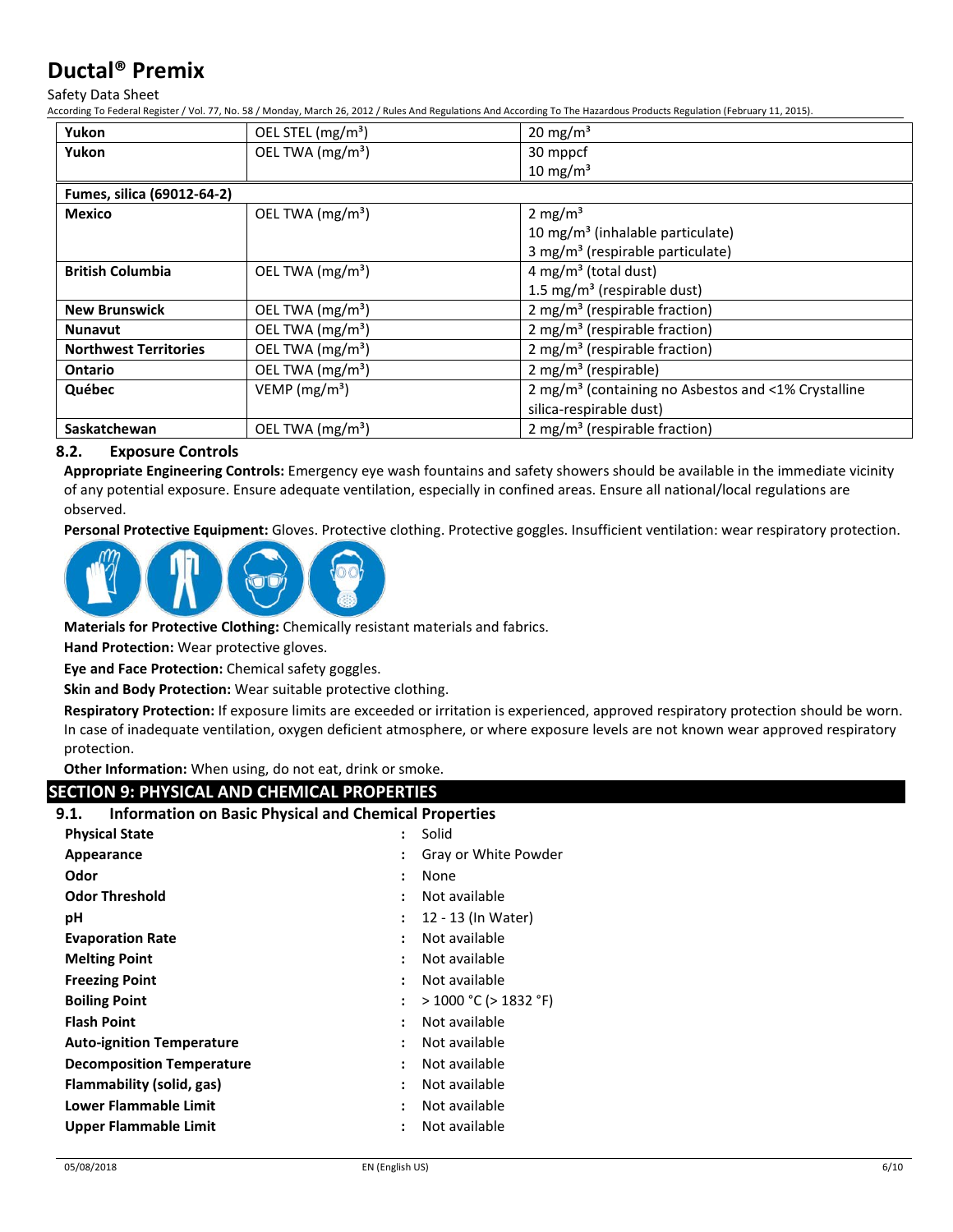| Yukon | OEL STEL (mg/m³) | 20 mg/m³ |
|---|---|---|
| Yukon | OEL TWA (mg/m³) | 30 mppcf<br>10 mg/m³ |
| **Fumes, silica (69012-64-2)** | | |
| Mexico | OEL TWA (mg/m³) | 2 mg/m³<br>10 mg/m³ (inhalable particulate)<br>3 mg/m³ (respirable particulate) |
| British Columbia | OEL TWA (mg/m³) | 4 mg/m³ (total dust)<br>1.5 mg/m³ (respirable dust) |
| New Brunswick | OEL TWA (mg/m³) | 2 mg/m³ (respirable fraction) |
| Nunavut | OEL TWA (mg/m³) | 2 mg/m³ (respirable fraction) |
| Northwest Territories | OEL TWA (mg/m³) | 2 mg/m³ (respirable fraction) |
| Ontario | OEL TWA (mg/m³) | 2 mg/m³ (respirable) |
| Québec | VEMP (mg/m³) | 2 mg/m³ (containing no Asbestos and <1% Crystalline silica-respirable dust) |
| Saskatchewan | OEL TWA (mg/m³) | 2 mg/m³ (respirable fraction) |

### 8.2. Exposure Controls

**Appropriate Engineering Controls:** Emergency eye wash fountains and safety showers should be available in the immediate vicinity of any potential exposure. Ensure adequate ventilation, especially in confined areas. Ensure all national/local regulations are observed.

**Personal Protective Equipment:** Gloves. Protective clothing. Protective goggles. Insufficient ventilation: wear respiratory protection.

**Materials for Protective Clothing:** Chemically resistant materials and fabrics.

**Hand Protection:** Wear protective gloves.

**Eye and Face Protection:** Chemical safety goggles.

**Skin and Body Protection:** Wear suitable protective clothing.

**Respiratory Protection:** If exposure limits are exceeded or irritation is experienced, approved respiratory protection should be worn. In case of inadequate ventilation, oxygen deficient atmosphere, or where exposure levels are not known wear approved respiratory protection.

**Other Information:** When using, do not eat, drink or smoke.

## SECTION 9: PHYSICAL AND CHEMICAL PROPERTIES

### 9.1. Information on Basic Physical and Chemical Properties

| | | |
|---|---|---|
| **Physical State** | : | Solid |
| **Appearance** | : | Gray or White Powder |
| **Odor** | : | None |
| **Odor Threshold** | : | Not available |
| **pH** | : | 12 - 13 (In Water) |
| **Evaporation Rate** | : | Not available |
| **Melting Point** | : | Not available |
| **Freezing Point** | : | Not available |
| **Boiling Point** | : | > 1000 °C (> 1832 °F) |
| **Flash Point** | : | Not available |
| **Auto-ignition Temperature** | : | Not available |
| **Decomposition Temperature** | : | Not available |
| **Flammability (solid, gas)** | : | Not available |
| **Lower Flammable Limit** | : | Not available |
| **Upper Flammable Limit** | : | Not available |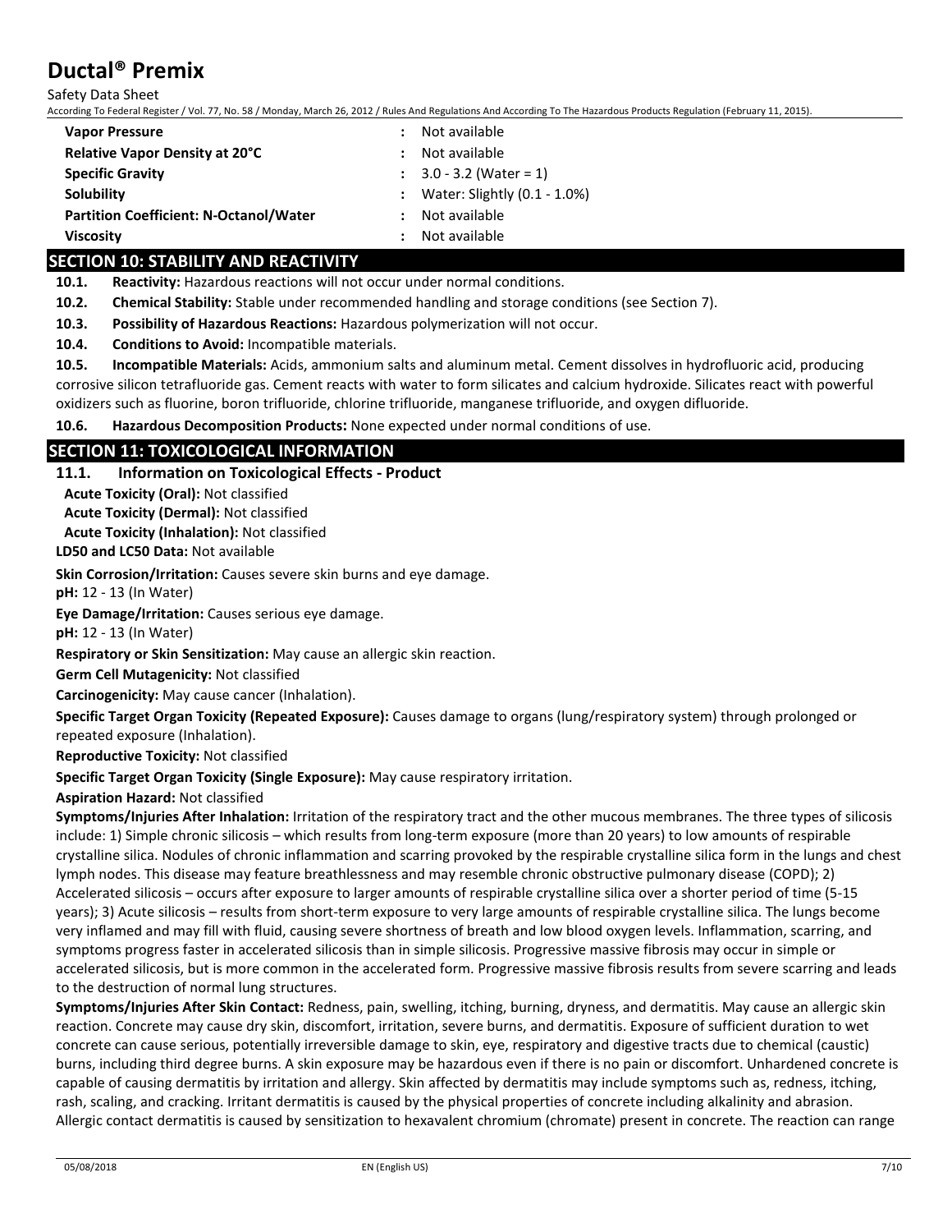| Property | | Value |
|---|---|---|
| **Vapor Pressure** | : | Not available |
| **Relative Vapor Density at 20°C** | : | Not available |
| **Specific Gravity** | : | 3.0 - 3.2 (Water = 1) |
| **Solubility** | : | Water: Slightly (0.1 - 1.0%) |
| **Partition Coefficient: N-Octanol/Water** | : | Not available |
| **Viscosity** | : | Not available |

## SECTION 10: STABILITY AND REACTIVITY

**10.1. Reactivity:** Hazardous reactions will not occur under normal conditions.

**10.2. Chemical Stability:** Stable under recommended handling and storage conditions (see Section 7).

**10.3. Possibility of Hazardous Reactions:** Hazardous polymerization will not occur.

**10.4. Conditions to Avoid:** Incompatible materials.

**10.5. Incompatible Materials:** Acids, ammonium salts and aluminum metal. Cement dissolves in hydrofluoric acid, producing corrosive silicon tetrafluoride gas. Cement reacts with water to form silicates and calcium hydroxide. Silicates react with powerful oxidizers such as fluorine, boron trifluoride, chlorine trifluoride, manganese trifluoride, and oxygen difluoride.

**10.6. Hazardous Decomposition Products:** None expected under normal conditions of use.

## SECTION 11: TOXICOLOGICAL INFORMATION

### 11.1. Information on Toxicological Effects - Product

**Acute Toxicity (Oral):** Not classified

**Acute Toxicity (Dermal):** Not classified

**Acute Toxicity (Inhalation):** Not classified

**LD50 and LC50 Data:** Not available

**Skin Corrosion/Irritation:** Causes severe skin burns and eye damage.

**pH:** 12 - 13 (In Water)

**Eye Damage/Irritation:** Causes serious eye damage.

**pH:** 12 - 13 (In Water)

**Respiratory or Skin Sensitization:** May cause an allergic skin reaction.

**Germ Cell Mutagenicity:** Not classified

**Carcinogenicity:** May cause cancer (Inhalation).

**Specific Target Organ Toxicity (Repeated Exposure):** Causes damage to organs (lung/respiratory system) through prolonged or repeated exposure (Inhalation).

**Reproductive Toxicity:** Not classified

**Specific Target Organ Toxicity (Single Exposure):** May cause respiratory irritation.

**Aspiration Hazard:** Not classified

**Symptoms/Injuries After Inhalation:** Irritation of the respiratory tract and the other mucous membranes. The three types of silicosis include: 1) Simple chronic silicosis – which results from long-term exposure (more than 20 years) to low amounts of respirable crystalline silica. Nodules of chronic inflammation and scarring provoked by the respirable crystalline silica form in the lungs and chest lymph nodes. This disease may feature breathlessness and may resemble chronic obstructive pulmonary disease (COPD); 2) Accelerated silicosis – occurs after exposure to larger amounts of respirable crystalline silica over a shorter period of time (5-15 years); 3) Acute silicosis – results from short-term exposure to very large amounts of respirable crystalline silica. The lungs become very inflamed and may fill with fluid, causing severe shortness of breath and low blood oxygen levels. Inflammation, scarring, and symptoms progress faster in accelerated silicosis than in simple silicosis. Progressive massive fibrosis may occur in simple or accelerated silicosis, but is more common in the accelerated form. Progressive massive fibrosis results from severe scarring and leads to the destruction of normal lung structures.

**Symptoms/Injuries After Skin Contact:** Redness, pain, swelling, itching, burning, dryness, and dermatitis. May cause an allergic skin reaction. Concrete may cause dry skin, discomfort, irritation, severe burns, and dermatitis. Exposure of sufficient duration to wet concrete can cause serious, potentially irreversible damage to skin, eye, respiratory and digestive tracts due to chemical (caustic) burns, including third degree burns. A skin exposure may be hazardous even if there is no pain or discomfort. Unhardened concrete is capable of causing dermatitis by irritation and allergy. Skin affected by dermatitis may include symptoms such as, redness, itching, rash, scaling, and cracking. Irritant dermatitis is caused by the physical properties of concrete including alkalinity and abrasion. Allergic contact dermatitis is caused by sensitization to hexavalent chromium (chromate) present in concrete. The reaction can range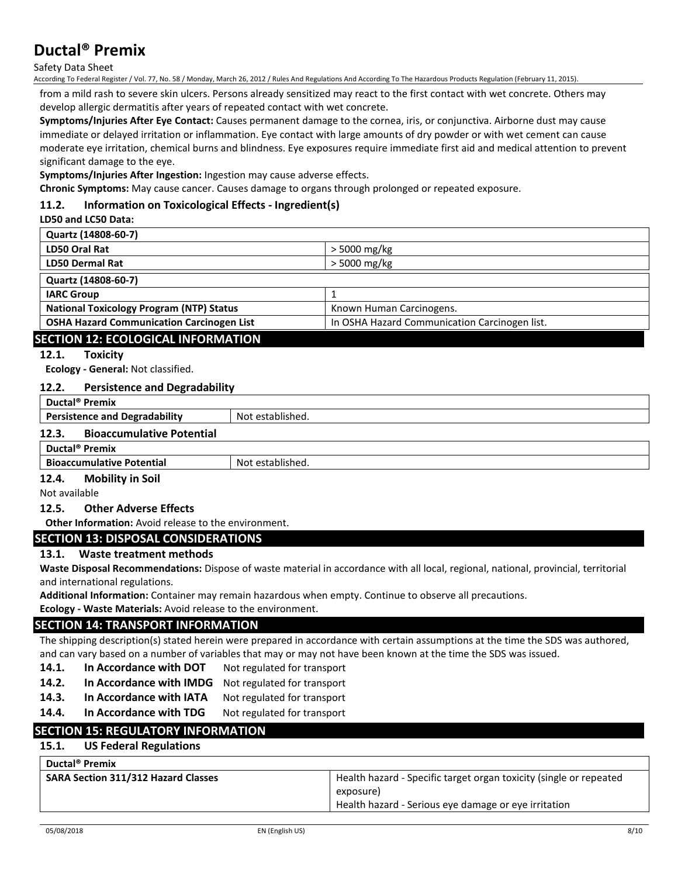from a mild rash to severe skin ulcers. Persons already sensitized may react to the first contact with wet concrete. Others may develop allergic dermatitis after years of repeated contact with wet concrete.

**Symptoms/Injuries After Eye Contact:** Causes permanent damage to the cornea, iris, or conjunctiva. Airborne dust may cause immediate or delayed irritation or inflammation. Eye contact with large amounts of dry powder or with wet cement can cause moderate eye irritation, chemical burns and blindness. Eye exposures require immediate first aid and medical attention to prevent significant damage to the eye.

**Symptoms/Injuries After Ingestion:** Ingestion may cause adverse effects.

**Chronic Symptoms:** May cause cancer. Causes damage to organs through prolonged or repeated exposure.

### 11.2. Information on Toxicological Effects - Ingredient(s)

**LD50 and LC50 Data:**

| Quartz (14808-60-7) | |
|---|---|
| **LD50 Oral Rat** | > 5000 mg/kg |
| **LD50 Dermal Rat** | > 5000 mg/kg |

| Quartz (14808-60-7) | |
|---|---|
| **IARC Group** | 1 |
| **National Toxicology Program (NTP) Status** | Known Human Carcinogens. |
| **OSHA Hazard Communication Carcinogen List** | In OSHA Hazard Communication Carcinogen list. |

## SECTION 12: ECOLOGICAL INFORMATION

### 12.1. Toxicity

**Ecology - General:** Not classified.

### 12.2. Persistence and Degradability

| Ductal® Premix | |
|---|---|
| **Persistence and Degradability** | Not established. |

### 12.3. Bioaccumulative Potential

| Ductal® Premix | |
|---|---|
| **Bioaccumulative Potential** | Not established. |

### 12.4. Mobility in Soil

Not available

### 12.5. Other Adverse Effects

**Other Information:** Avoid release to the environment.

## SECTION 13: DISPOSAL CONSIDERATIONS

### 13.1. Waste treatment methods

**Waste Disposal Recommendations:** Dispose of waste material in accordance with all local, regional, national, provincial, territorial and international regulations.

**Additional Information:** Container may remain hazardous when empty. Continue to observe all precautions.

**Ecology - Waste Materials:** Avoid release to the environment.

## SECTION 14: TRANSPORT INFORMATION

The shipping description(s) stated herein were prepared in accordance with certain assumptions at the time the SDS was authored, and can vary based on a number of variables that may or may not have been known at the time the SDS was issued.

**14.1. In Accordance with DOT** Not regulated for transport

**14.2. In Accordance with IMDG** Not regulated for transport

**14.3. In Accordance with IATA** Not regulated for transport

**14.4. In Accordance with TDG** Not regulated for transport

## SECTION 15: REGULATORY INFORMATION

### 15.1. US Federal Regulations

| Ductal® Premix | |
|---|---|
| **SARA Section 311/312 Hazard Classes** | Health hazard - Specific target organ toxicity (single or repeated exposure)<br>Health hazard - Serious eye damage or eye irritation |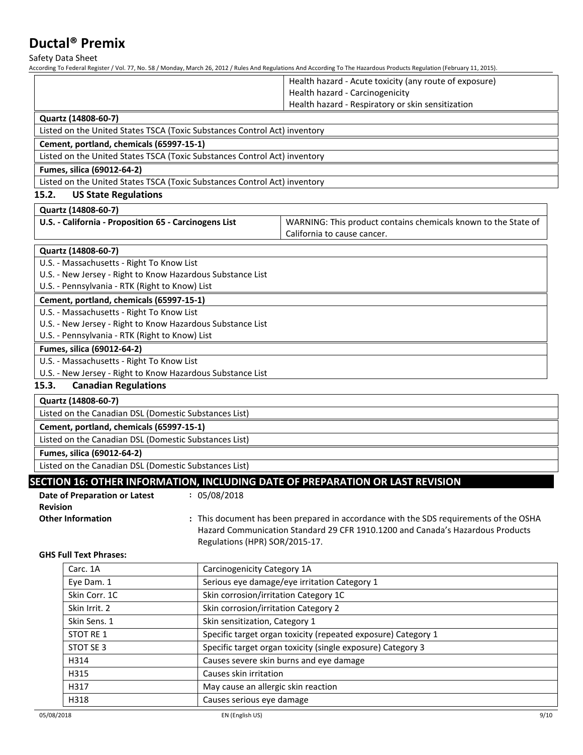| | Health hazard - Acute toxicity (any route of exposure)<br>Health hazard - Carcinogenicity<br>Health hazard - Respiratory or skin sensitization |
|---|---|

**Quartz (14808-60-7)**

Listed on the United States TSCA (Toxic Substances Control Act) inventory

**Cement, portland, chemicals (65997-15-1)**

Listed on the United States TSCA (Toxic Substances Control Act) inventory

**Fumes, silica (69012-64-2)**

Listed on the United States TSCA (Toxic Substances Control Act) inventory

### 15.2. US State Regulations

| **Quartz (14808-60-7)** | |
|---|---|
| **U.S. - California - Proposition 65 - Carcinogens List** | WARNING: This product contains chemicals known to the State of California to cause cancer. |

**Quartz (14808-60-7)**

U.S. - Massachusetts - Right To Know List
U.S. - New Jersey - Right to Know Hazardous Substance List
U.S. - Pennsylvania - RTK (Right to Know) List

**Cement, portland, chemicals (65997-15-1)**

U.S. - Massachusetts - Right To Know List
U.S. - New Jersey - Right to Know Hazardous Substance List
U.S. - Pennsylvania - RTK (Right to Know) List

**Fumes, silica (69012-64-2)**

U.S. - Massachusetts - Right To Know List
U.S. - New Jersey - Right to Know Hazardous Substance List

### 15.3. Canadian Regulations

**Quartz (14808-60-7)**

Listed on the Canadian DSL (Domestic Substances List)

**Cement, portland, chemicals (65997-15-1)**

Listed on the Canadian DSL (Domestic Substances List)

**Fumes, silica (69012-64-2)**

Listed on the Canadian DSL (Domestic Substances List)

## SECTION 16: OTHER INFORMATION, INCLUDING DATE OF PREPARATION OR LAST REVISION

**Date of Preparation or Latest Revision** : 05/08/2018

**Other Information** : This document has been prepared in accordance with the SDS requirements of the OSHA Hazard Communication Standard 29 CFR 1910.1200 and Canada's Hazardous Products Regulations (HPR) SOR/2015-17.

**GHS Full Text Phrases:**

| | |
|---|---|
| Carc. 1A | Carcinogenicity Category 1A |
| Eye Dam. 1 | Serious eye damage/eye irritation Category 1 |
| Skin Corr. 1C | Skin corrosion/irritation Category 1C |
| Skin Irrit. 2 | Skin corrosion/irritation Category 2 |
| Skin Sens. 1 | Skin sensitization, Category 1 |
| STOT RE 1 | Specific target organ toxicity (repeated exposure) Category 1 |
| STOT SE 3 | Specific target organ toxicity (single exposure) Category 3 |
| H314 | Causes severe skin burns and eye damage |
| H315 | Causes skin irritation |
| H317 | May cause an allergic skin reaction |
| H318 | Causes serious eye damage |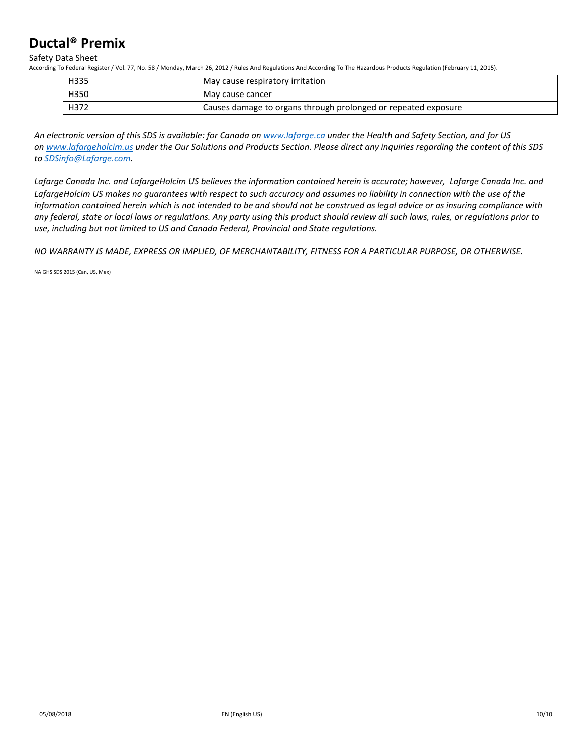| | |
|---|---|
| H335 | May cause respiratory irritation |
| H350 | May cause cancer |
| H372 | Causes damage to organs through prolonged or repeated exposure |

*An electronic version of this SDS is available: for Canada on [www.lafarge.ca](www.lafarge.ca) under the Health and Safety Section, and for US on [www.lafargeholcim.us](www.lafargeholcim.us) under the Our Solutions and Products Section. Please direct any inquiries regarding the content of this SDS to [SDSinfo@Lafarge.com](mailto:SDSinfo@Lafarge.com).*

*Lafarge Canada Inc. and LafargeHolcim US believes the information contained herein is accurate; however, Lafarge Canada Inc. and LafargeHolcim US makes no guarantees with respect to such accuracy and assumes no liability in connection with the use of the information contained herein which is not intended to be and should not be construed as legal advice or as insuring compliance with any federal, state or local laws or regulations. Any party using this product should review all such laws, rules, or regulations prior to use, including but not limited to US and Canada Federal, Provincial and State regulations.*

*NO WARRANTY IS MADE, EXPRESS OR IMPLIED, OF MERCHANTABILITY, FITNESS FOR A PARTICULAR PURPOSE, OR OTHERWISE.*

NA GHS SDS 2015 (Can, US, Mex)